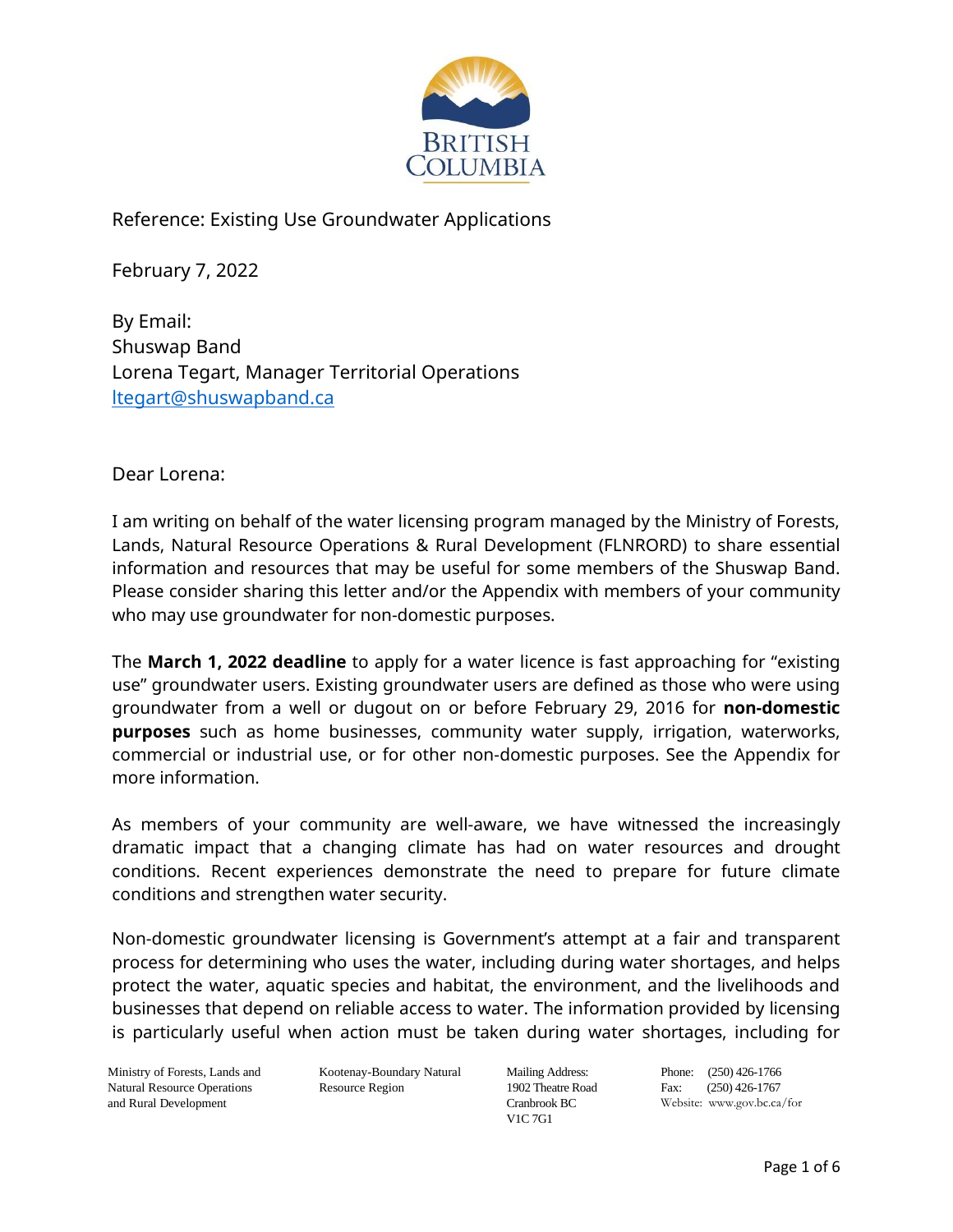BRITISH COLUMBIA

Reference: Existing Use Groundwater Applications

February 7, 2022

By Email:
Shuswap Band
Lorena Tegart, Manager Territorial Operations
ltegart@shuswapband.ca

Dear Lorena:

I am writing on behalf of the water licensing program managed by the Ministry of Forests, Lands, Natural Resource Operations & Rural Development (FLNRORD) to share essential information and resources that may be useful for some members of the Shuswap Band. Please consider sharing this letter and/or the Appendix with members of your community who may use groundwater for non-domestic purposes.

The **March 1, 2022 deadline** to apply for a water licence is fast approaching for "existing use" groundwater users. Existing groundwater users are defined as those who were using groundwater from a well or dugout on or before February 29, 2016 for **non-domestic purposes** such as home businesses, community water supply, irrigation, waterworks, commercial or industrial use, or for other non-domestic purposes. See the Appendix for more information.

As members of your community are well-aware, we have witnessed the increasingly dramatic impact that a changing climate has had on water resources and drought conditions. Recent experiences demonstrate the need to prepare for future climate conditions and strengthen water security.

Non-domestic groundwater licensing is Government's attempt at a fair and transparent process for determining who uses the water, including during water shortages, and helps protect the water, aquatic species and habitat, the environment, and the livelihoods and businesses that depend on reliable access to water. The information provided by licensing is particularly useful when action must be taken during water shortages, including for

Ministry of Forests, Lands and Natural Resource Operations and Rural Development | Kootenay-Boundary Natural Resource Region | Mailing Address: 1902 Theatre Road Cranbrook BC V1C 7G1 | Phone: (250) 426-1766 Fax: (250) 426-1767 Website: www.gov.bc.ca/for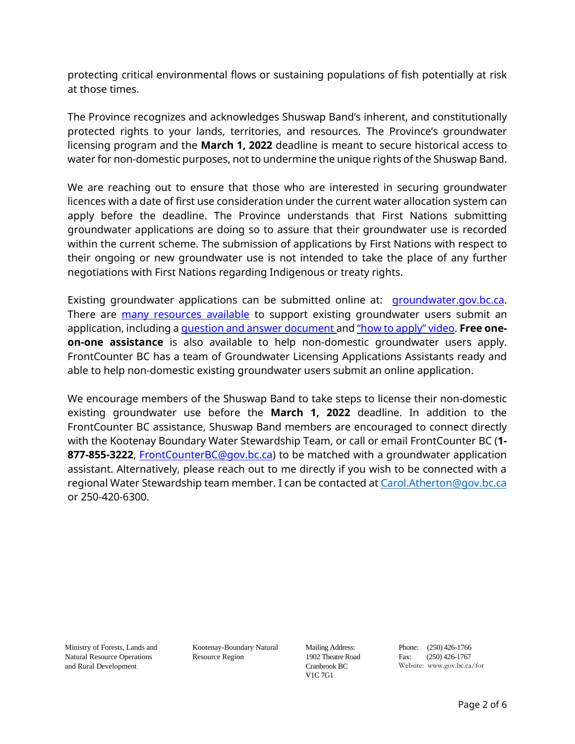protecting critical environmental flows or sustaining populations of fish potentially at risk at those times.

The Province recognizes and acknowledges Shuswap Band's inherent, and constitutionally protected rights to your lands, territories, and resources. The Province's groundwater licensing program and the **March 1, 2022** deadline is meant to secure historical access to water for non-domestic purposes, not to undermine the unique rights of the Shuswap Band.

We are reaching out to ensure that those who are interested in securing groundwater licences with a date of first use consideration under the current water allocation system can apply before the deadline. The Province understands that First Nations submitting groundwater applications are doing so to assure that their groundwater use is recorded within the current scheme. The submission of applications by First Nations with respect to their ongoing or new groundwater use is not intended to take the place of any further negotiations with First Nations regarding Indigenous or treaty rights.

Existing groundwater applications can be submitted online at: [groundwater.gov.bc.ca](groundwater.gov.bc.ca). There are [many resources available]() to support existing groundwater users submit an application, including a [question and answer document]() and ["how to apply" video](). **Free one-on-one assistance** is also available to help non-domestic groundwater users apply. FrontCounter BC has a team of Groundwater Licensing Applications Assistants ready and able to help non-domestic existing groundwater users submit an online application.

We encourage members of the Shuswap Band to take steps to license their non-domestic existing groundwater use before the **March 1, 2022** deadline. In addition to the FrontCounter BC assistance, Shuswap Band members are encouraged to connect directly with the Kootenay Boundary Water Stewardship Team, or call or email FrontCounter BC (**1-877-855-3222**, [FrontCounterBC@gov.bc.ca](mailto:FrontCounterBC@gov.bc.ca)) to be matched with a groundwater application assistant. Alternatively, please reach out to me directly if you wish to be connected with a regional Water Stewardship team member. I can be contacted at [Carol.Atherton@gov.bc.ca](mailto:Carol.Atherton@gov.bc.ca) or 250-420-6300.

Ministry of Forests, Lands and Natural Resource Operations and Rural Development | Kootenay-Boundary Natural Resource Region | Mailing Address: 1902 Theatre Road Cranbrook BC V1C 7G1 | Phone: (250) 426-1766 Fax: (250) 426-1767 Website: www.gov.bc.ca/for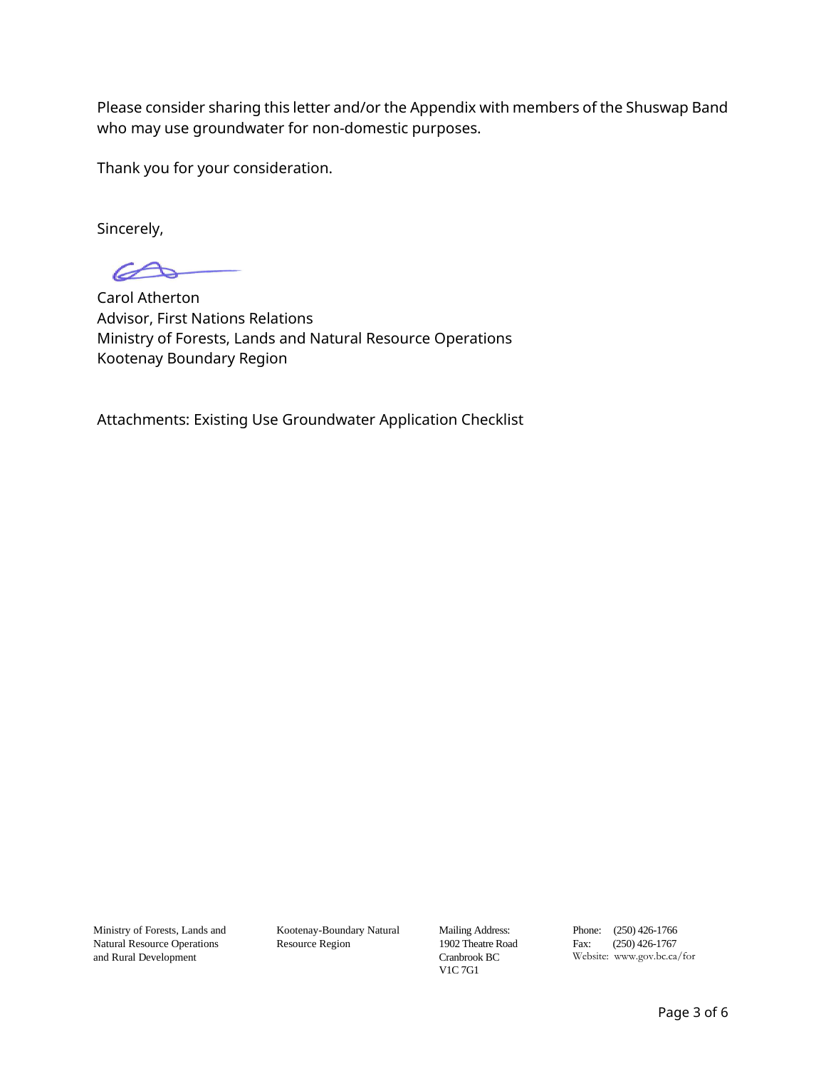Please consider sharing this letter and/or the Appendix with members of the Shuswap Band who may use groundwater for non-domestic purposes.

Thank you for your consideration.

Sincerely,

Carol Atherton
Advisor, First Nations Relations
Ministry of Forests, Lands and Natural Resource Operations
Kootenay Boundary Region

Attachments: Existing Use Groundwater Application Checklist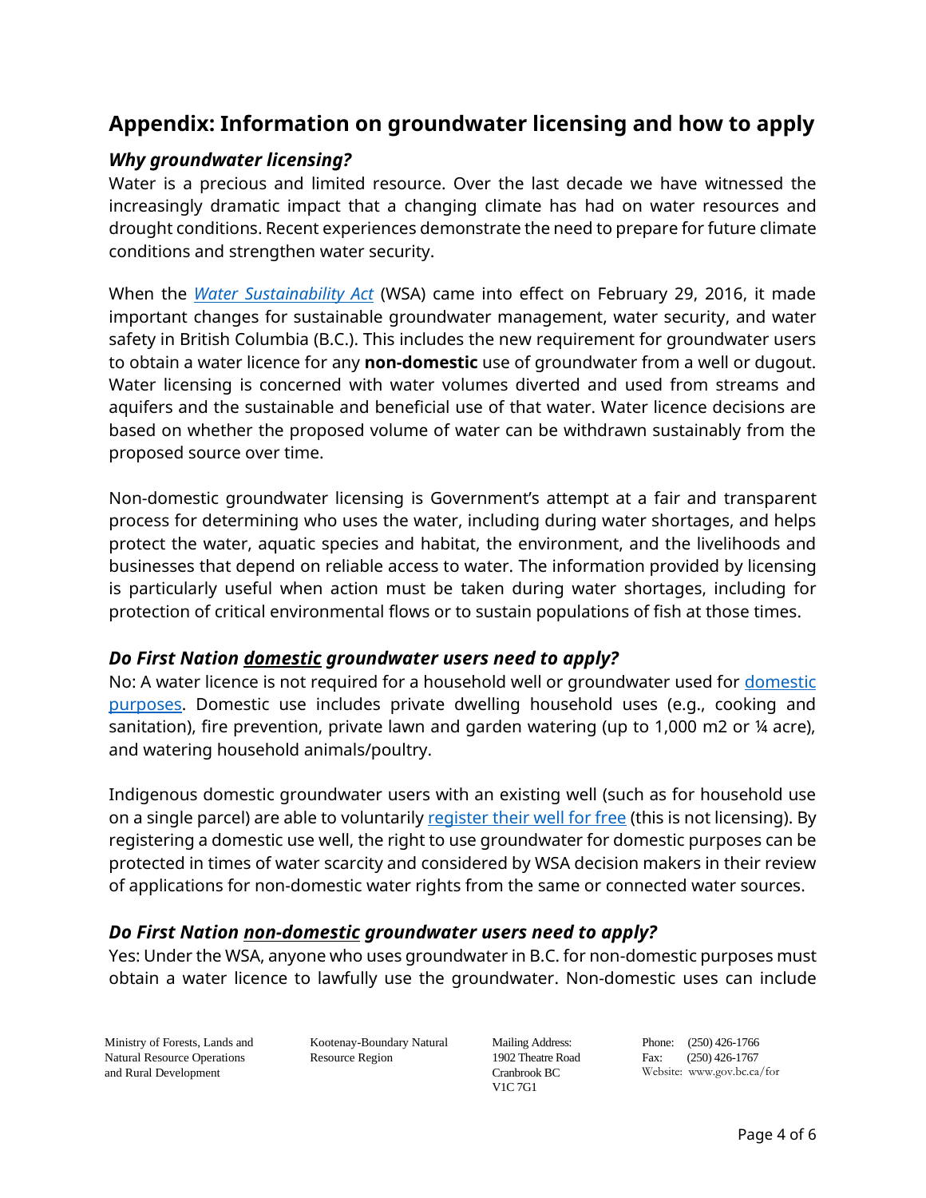## Appendix: Information on groundwater licensing and how to apply

### *Why groundwater licensing?*

Water is a precious and limited resource. Over the last decade we have witnessed the increasingly dramatic impact that a changing climate has had on water resources and drought conditions. Recent experiences demonstrate the need to prepare for future climate conditions and strengthen water security.

When the [*Water Sustainability Act*]() (WSA) came into effect on February 29, 2016, it made important changes for sustainable groundwater management, water security, and water safety in British Columbia (B.C.). This includes the new requirement for groundwater users to obtain a water licence for any **non-domestic** use of groundwater from a well or dugout. Water licensing is concerned with water volumes diverted and used from streams and aquifers and the sustainable and beneficial use of that water. Water licence decisions are based on whether the proposed volume of water can be withdrawn sustainably from the proposed source over time.

Non-domestic groundwater licensing is Government's attempt at a fair and transparent process for determining who uses the water, including during water shortages, and helps protect the water, aquatic species and habitat, the environment, and the livelihoods and businesses that depend on reliable access to water. The information provided by licensing is particularly useful when action must be taken during water shortages, including for protection of critical environmental flows or to sustain populations of fish at those times.

### *Do First Nation domestic groundwater users need to apply?*

No: A water licence is not required for a household well or groundwater used for [domestic purposes](). Domestic use includes private dwelling household uses (e.g., cooking and sanitation), fire prevention, private lawn and garden watering (up to 1,000 m2 or ¼ acre), and watering household animals/poultry.

Indigenous domestic groundwater users with an existing well (such as for household use on a single parcel) are able to voluntarily [register their well for free]() (this is not licensing). By registering a domestic use well, the right to use groundwater for domestic purposes can be protected in times of water scarcity and considered by WSA decision makers in their review of applications for non-domestic water rights from the same or connected water sources.

### *Do First Nation non-domestic groundwater users need to apply?*

Yes: Under the WSA, anyone who uses groundwater in B.C. for non-domestic purposes must obtain a water licence to lawfully use the groundwater. Non-domestic uses can include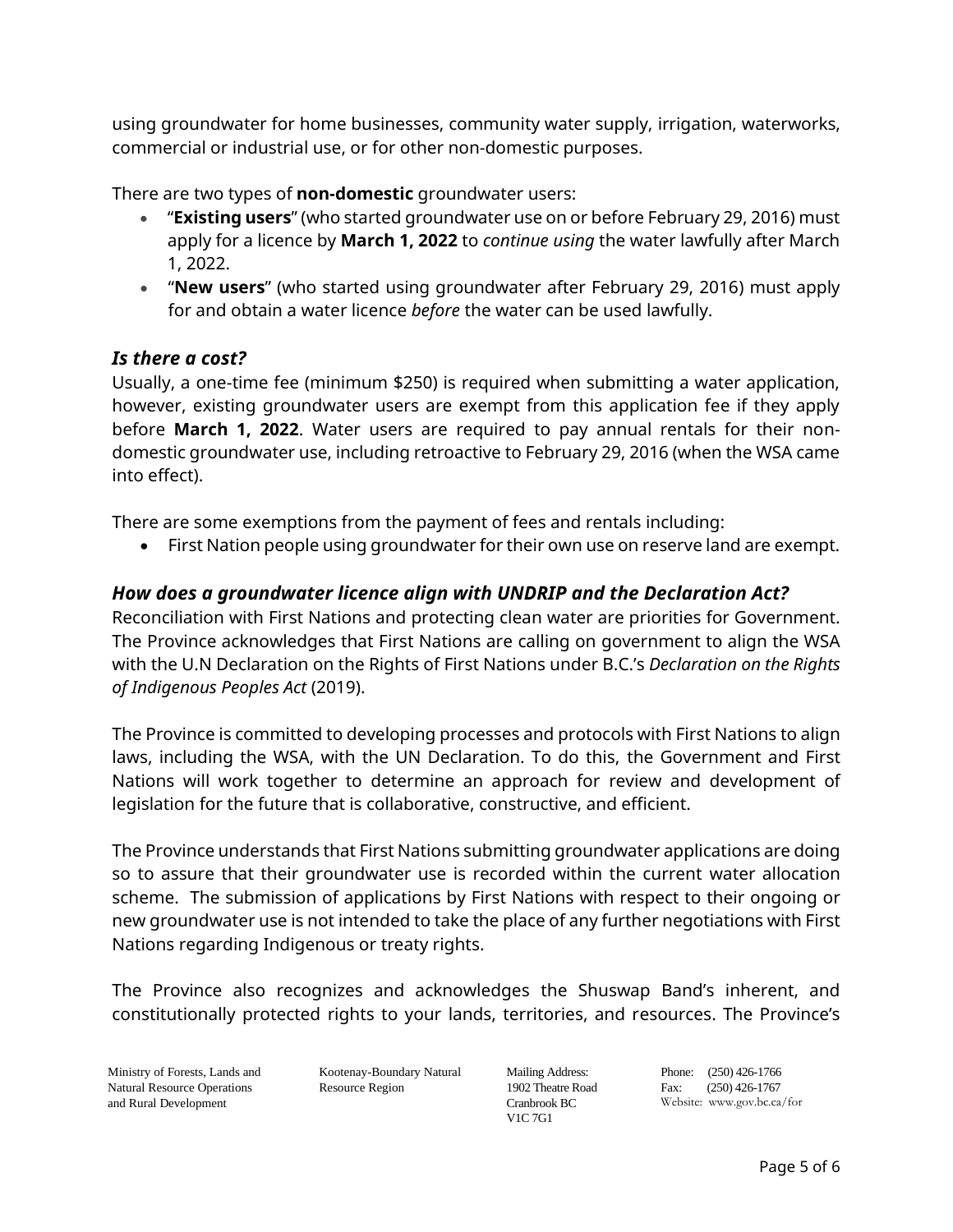using groundwater for home businesses, community water supply, irrigation, waterworks, commercial or industrial use, or for other non-domestic purposes.

There are two types of **non-domestic** groundwater users:

- "**Existing users**" (who started groundwater use on or before February 29, 2016) must apply for a licence by **March 1, 2022** to *continue using* the water lawfully after March 1, 2022.
- "**New users**" (who started using groundwater after February 29, 2016) must apply for and obtain a water licence *before* the water can be used lawfully.

### *Is there a cost?*

Usually, a one-time fee (minimum $250) is required when submitting a water application, however, existing groundwater users are exempt from this application fee if they apply before **March 1, 2022**. Water users are required to pay annual rentals for their non-domestic groundwater use, including retroactive to February 29, 2016 (when the WSA came into effect).

There are some exemptions from the payment of fees and rentals including:

- First Nation people using groundwater for their own use on reserve land are exempt.

### *How does a groundwater licence align with UNDRIP and the Declaration Act?*

Reconciliation with First Nations and protecting clean water are priorities for Government. The Province acknowledges that First Nations are calling on government to align the WSA with the U.N Declaration on the Rights of First Nations under B.C.'s *Declaration on the Rights of Indigenous Peoples Act* (2019).

The Province is committed to developing processes and protocols with First Nations to align laws, including the WSA, with the UN Declaration. To do this, the Government and First Nations will work together to determine an approach for review and development of legislation for the future that is collaborative, constructive, and efficient.

The Province understands that First Nations submitting groundwater applications are doing so to assure that their groundwater use is recorded within the current water allocation scheme. The submission of applications by First Nations with respect to their ongoing or new groundwater use is not intended to take the place of any further negotiations with First Nations regarding Indigenous or treaty rights.

The Province also recognizes and acknowledges the Shuswap Band's inherent, and constitutionally protected rights to your lands, territories, and resources. The Province's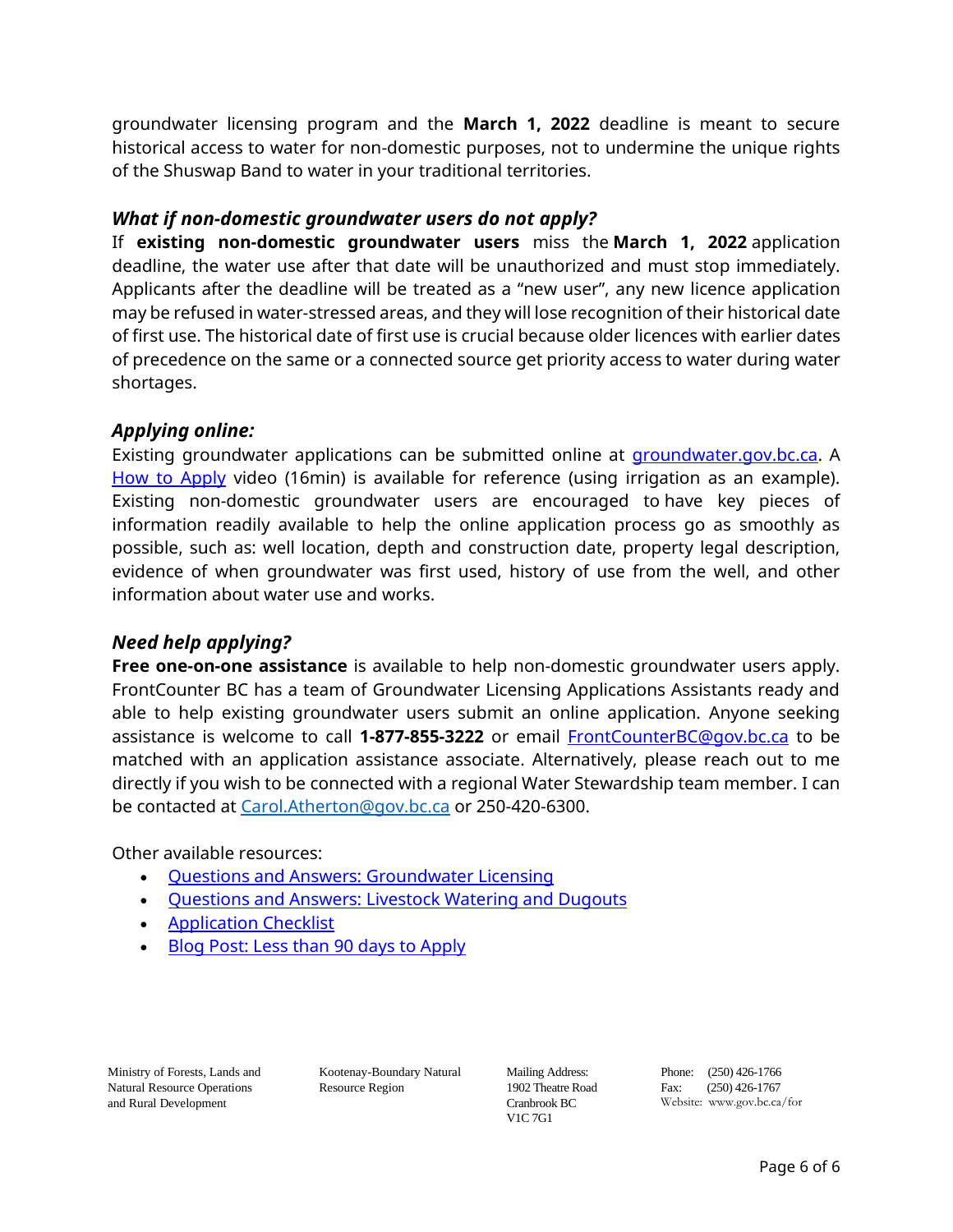groundwater licensing program and the **March 1, 2022** deadline is meant to secure historical access to water for non-domestic purposes, not to undermine the unique rights of the Shuswap Band to water in your traditional territories.

### *What if non-domestic groundwater users do not apply?*

If **existing non-domestic groundwater users** miss the **March 1, 2022** application deadline, the water use after that date will be unauthorized and must stop immediately. Applicants after the deadline will be treated as a "new user", any new licence application may be refused in water-stressed areas, and they will lose recognition of their historical date of first use. The historical date of first use is crucial because older licences with earlier dates of precedence on the same or a connected source get priority access to water during water shortages.

### *Applying online:*

Existing groundwater applications can be submitted online at groundwater.gov.bc.ca. A How to Apply video (16min) is available for reference (using irrigation as an example). Existing non-domestic groundwater users are encouraged to have key pieces of information readily available to help the online application process go as smoothly as possible, such as: well location, depth and construction date, property legal description, evidence of when groundwater was first used, history of use from the well, and other information about water use and works.

### *Need help applying?*

**Free one-on-one assistance** is available to help non-domestic groundwater users apply. FrontCounter BC has a team of Groundwater Licensing Applications Assistants ready and able to help existing groundwater users submit an online application. Anyone seeking assistance is welcome to call **1-877-855-3222** or email FrontCounterBC@gov.bc.ca to be matched with an application assistance associate. Alternatively, please reach out to me directly if you wish to be connected with a regional Water Stewardship team member. I can be contacted at Carol.Atherton@gov.bc.ca or 250-420-6300.

Other available resources:

- Questions and Answers: Groundwater Licensing
- Questions and Answers: Livestock Watering and Dugouts
- Application Checklist
- Blog Post: Less than 90 days to Apply

Ministry of Forests, Lands and Natural Resource Operations and Rural Development

Kootenay-Boundary Natural Resource Region

Mailing Address:
1902 Theatre Road
Cranbrook BC
V1C 7G1

Phone: (250) 426-1766
Fax: (250) 426-1767
Website: www.gov.bc.ca/for